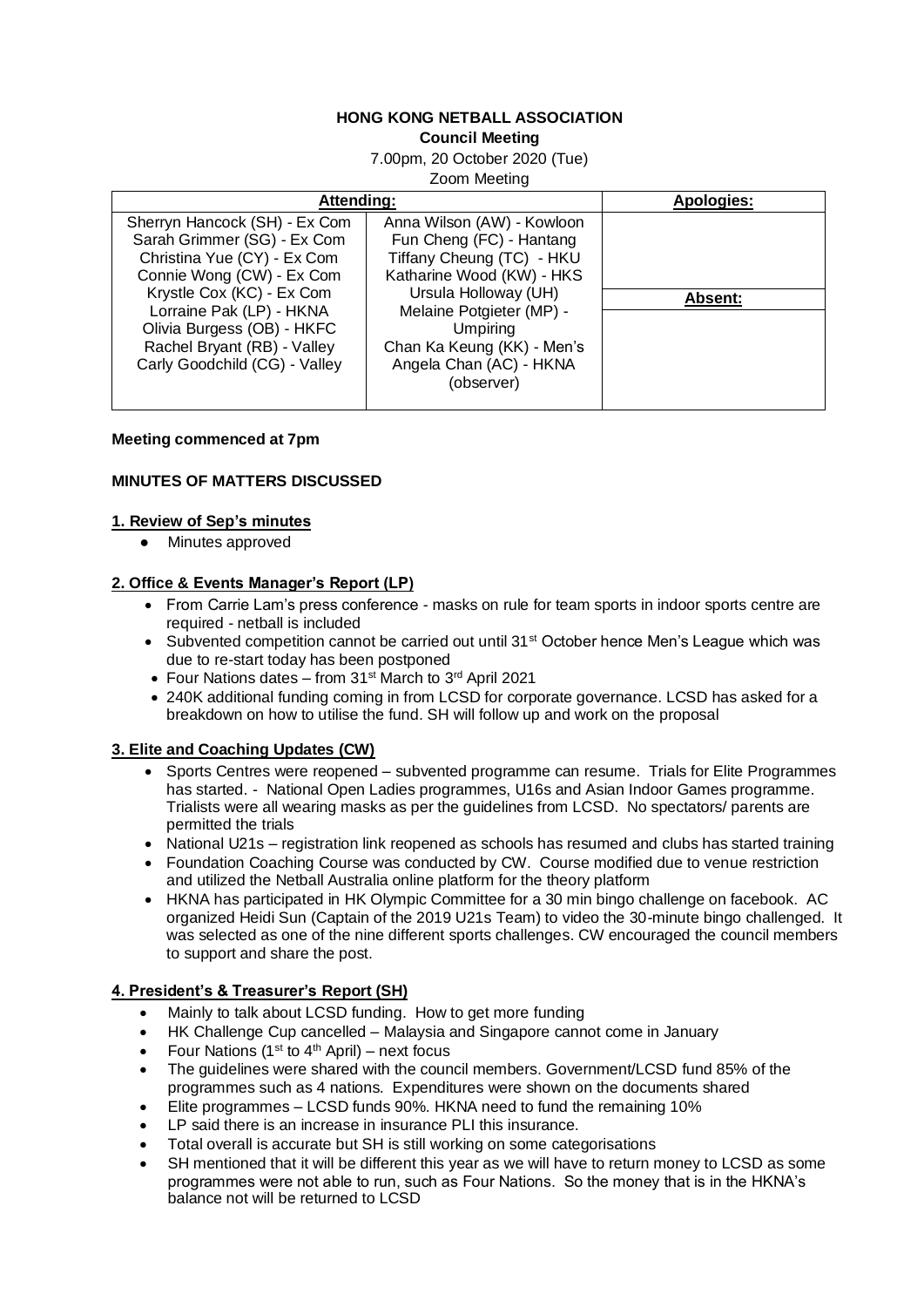**HONG KONG NETBALL ASSOCIATION**
**Council Meeting**
7.00pm, 20 October 2020 (Tue)
Zoom Meeting

| Attending: | | Apologies: |
|---|---|---|
| Sherryn Hancock (SH) - Ex Com<br>Sarah Grimmer (SG) - Ex Com<br>Christina Yue (CY) - Ex Com<br>Connie Wong (CW) - Ex Com<br>Krystle Cox (KC) - Ex Com<br>Lorraine Pak (LP) - HKNA<br>Olivia Burgess (OB) - HKFC<br>Rachel Bryant (RB) - Valley<br>Carly Goodchild (CG) - Valley | Anna Wilson (AW) - Kowloon<br>Fun Cheng (FC) - Hantang<br>Tiffany Cheung (TC) - HKU<br>Katharine Wood (KW) - HKS<br>Ursula Holloway (UH)<br>Melaine Potgieter (MP) - Umpiring<br>Chan Ka Keung (KK) - Men's<br>Angela Chan (AC) - HKNA (observer) | |
| | | **Absent:** |
| | | |

**Meeting commenced at 7pm**

**MINUTES OF MATTERS DISCUSSED**

**1. Review of Sep's minutes**

- Minutes approved

**2. Office & Events Manager's Report (LP)**

- From Carrie Lam's press conference - masks on rule for team sports in indoor sports centre are required - netball is included
- Subvented competition cannot be carried out until 31st October hence Men's League which was due to re-start today has been postponed
- Four Nations dates – from 31st March to 3rd April 2021
- 240K additional funding coming in from LCSD for corporate governance. LCSD has asked for a breakdown on how to utilise the fund. SH will follow up and work on the proposal

**3. Elite and Coaching Updates (CW)**

- Sports Centres were reopened – subvented programme can resume. Trials for Elite Programmes has started. - National Open Ladies programmes, U16s and Asian Indoor Games programme. Trialists were all wearing masks as per the guidelines from LCSD. No spectators/ parents are permitted the trials
- National U21s – registration link reopened as schools has resumed and clubs has started training
- Foundation Coaching Course was conducted by CW. Course modified due to venue restriction and utilized the Netball Australia online platform for the theory platform
- HKNA has participated in HK Olympic Committee for a 30 min bingo challenge on facebook. AC organized Heidi Sun (Captain of the 2019 U21s Team) to video the 30-minute bingo challenged. It was selected as one of the nine different sports challenges. CW encouraged the council members to support and share the post.

**4. President's & Treasurer's Report (SH)**

- Mainly to talk about LCSD funding. How to get more funding
- HK Challenge Cup cancelled – Malaysia and Singapore cannot come in January
- Four Nations (1st to 4th April) – next focus
- The guidelines were shared with the council members. Government/LCSD fund 85% of the programmes such as 4 nations. Expenditures were shown on the documents shared
- Elite programmes – LCSD funds 90%. HKNA need to fund the remaining 10%
- LP said there is an increase in insurance PLI this insurance.
- Total overall is accurate but SH is still working on some categorisations
- SH mentioned that it will be different this year as we will have to return money to LCSD as some programmes were not able to run, such as Four Nations. So the money that is in the HKNA's balance not will be returned to LCSD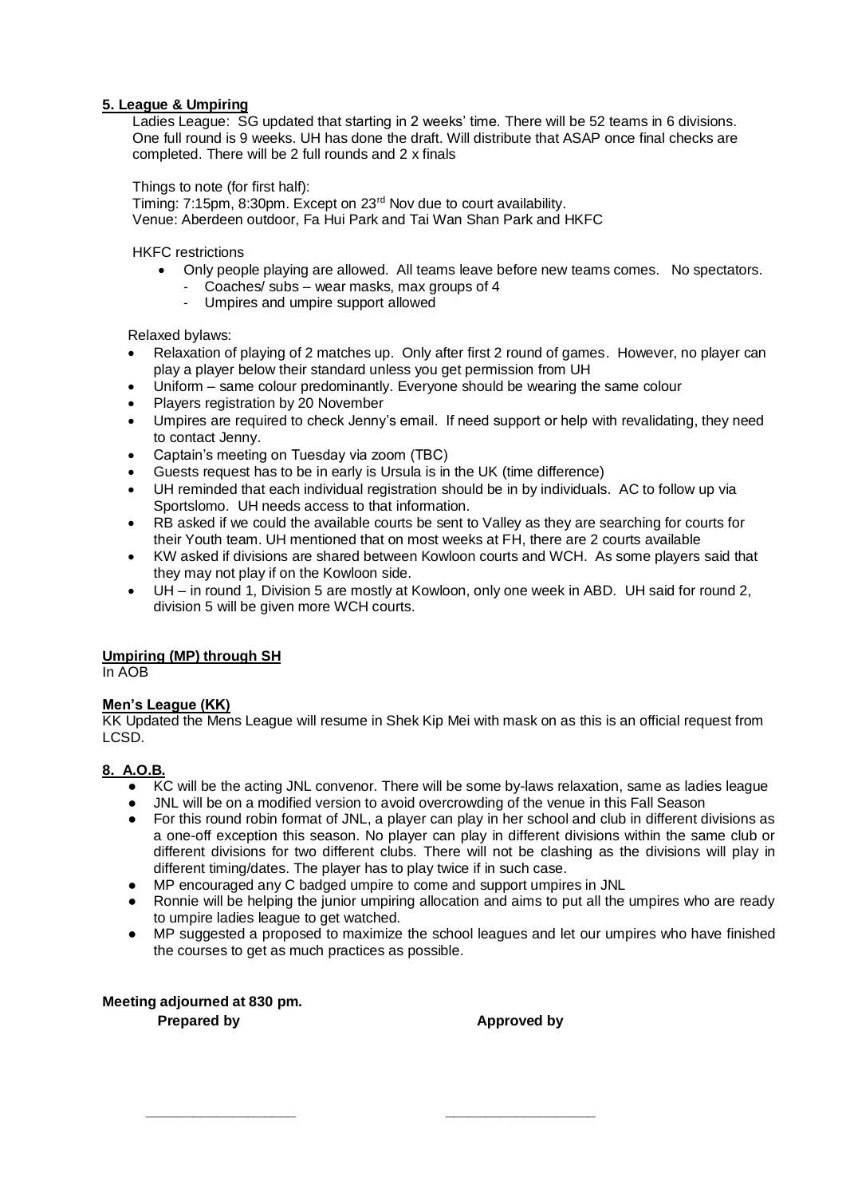**5. League & Umpiring**

Ladies League: SG updated that starting in 2 weeks' time. There will be 52 teams in 6 divisions. One full round is 9 weeks. UH has done the draft. Will distribute that ASAP once final checks are completed. There will be 2 full rounds and 2 x finals

Things to note (for first half):
Timing: 7:15pm, 8:30pm. Except on 23rd Nov due to court availability.
Venue: Aberdeen outdoor, Fa Hui Park and Tai Wan Shan Park and HKFC

HKFC restrictions

- Only people playing are allowed. All teams leave before new teams comes. No spectators.
  - Coaches/ subs – wear masks, max groups of 4
  - Umpires and umpire support allowed

Relaxed bylaws:

- Relaxation of playing of 2 matches up. Only after first 2 round of games. However, no player can play a player below their standard unless you get permission from UH
- Uniform – same colour predominantly. Everyone should be wearing the same colour
- Players registration by 20 November
- Umpires are required to check Jenny's email. If need support or help with revalidating, they need to contact Jenny.
- Captain's meeting on Tuesday via zoom (TBC)
- Guests request has to be in early is Ursula is in the UK (time difference)
- UH reminded that each individual registration should be in by individuals. AC to follow up via Sportslomo. UH needs access to that information.
- RB asked if we could the available courts be sent to Valley as they are searching for courts for their Youth team. UH mentioned that on most weeks at FH, there are 2 courts available
- KW asked if divisions are shared between Kowloon courts and WCH. As some players said that they may not play if on the Kowloon side.
- UH – in round 1, Division 5 are mostly at Kowloon, only one week in ABD. UH said for round 2, division 5 will be given more WCH courts.

**Umpiring (MP) through SH**

In AOB

**Men's League (KK)**

KK Updated the Mens League will resume in Shek Kip Mei with mask on as this is an official request from LCSD.

**8. A.O.B.**

- KC will be the acting JNL convenor. There will be some by-laws relaxation, same as ladies league
- JNL will be on a modified version to avoid overcrowding of the venue in this Fall Season
- For this round robin format of JNL, a player can play in her school and club in different divisions as a one-off exception this season. No player can play in different divisions within the same club or different divisions for two different clubs. There will not be clashing as the divisions will play in different timing/dates. The player has to play twice if in such case.
- MP encouraged any C badged umpire to come and support umpires in JNL
- Ronnie will be helping the junior umpiring allocation and aims to put all the umpires who are ready to umpire ladies league to get watched.
- MP suggested a proposed to maximize the school leagues and let our umpires who have finished the courses to get as much practices as possible.

**Meeting adjourned at 830 pm.**

**Prepared by** **Approved by**

\_\_\_\_\_\_\_\_\_\_\_\_\_\_\_\_\_\_\_ \_\_\_\_\_\_\_\_\_\_\_\_\_\_\_\_\_\_\_